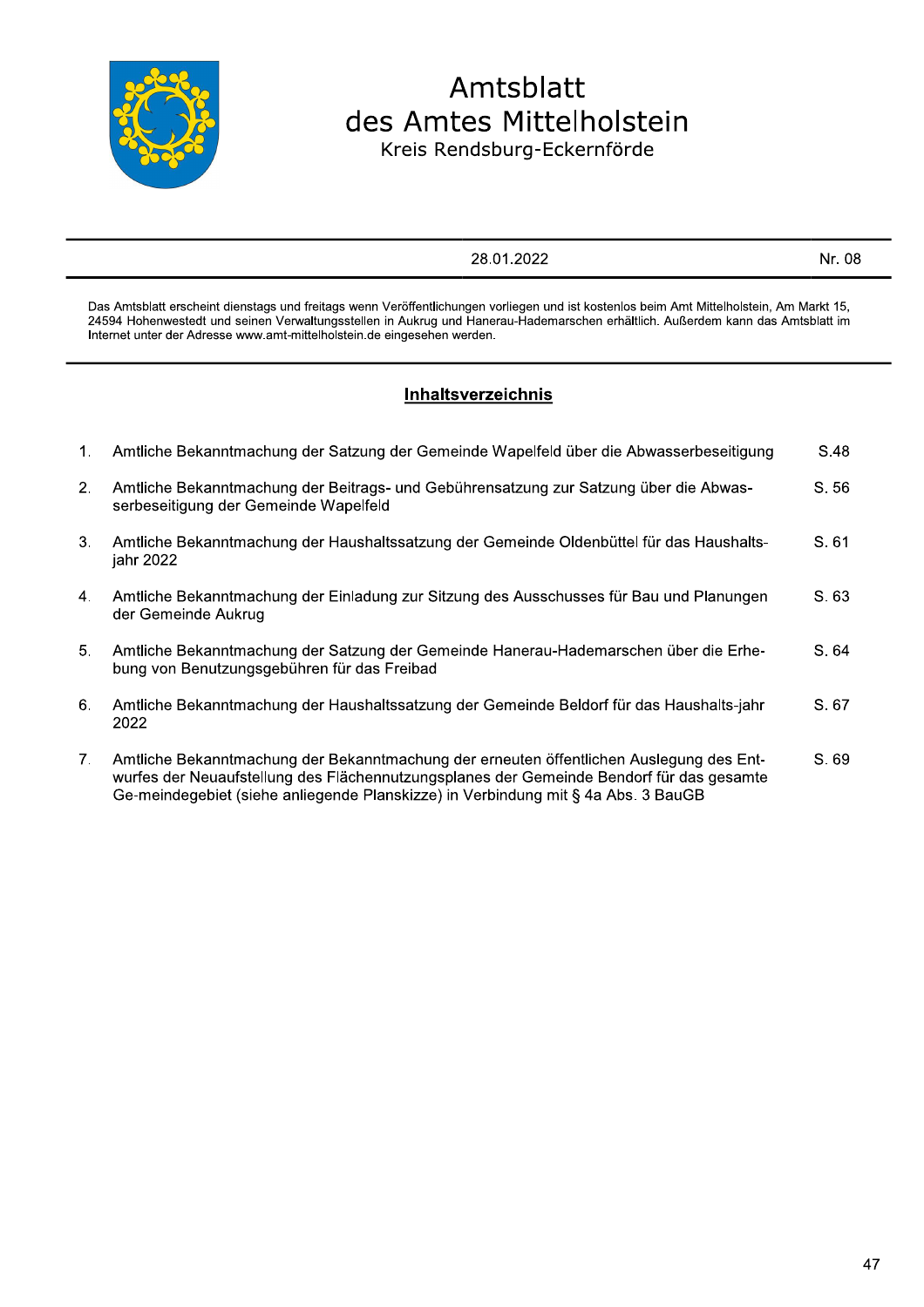# Amtsblatt des Amtes Mittelholstein

Kreis Rendsburg-Eckernförde

| | 28.01.2022 | Nr. 08 |
|---|---|---|

Das Amtsblatt erscheint dienstags und freitags wenn Veröffentlichungen vorliegen und ist kostenlos beim Amt Mittelholstein, Am Markt 15, 24594 Hohenwestedt und seinen Verwaltungsstellen in Aukrug und Hanerau-Hademarschen erhältlich. Außerdem kann das Amtsblatt im Internet unter der Adresse www.amt-mittelholstein.de eingesehen werden.

## Inhaltsverzeichnis

| Nr. | Inhalt | Seite |
|---|---|---|
| 1. | Amtliche Bekanntmachung der Satzung der Gemeinde Wapelfeld über die Abwasserbeseitigung | S.48 |
| 2. | Amtliche Bekanntmachung der Beitrags- und Gebührensatzung zur Satzung über die Abwasserbeseitigung der Gemeinde Wapelfeld | S. 56 |
| 3. | Amtliche Bekanntmachung der Haushaltssatzung der Gemeinde Oldenbüttel für das Haushaltsjahr 2022 | S. 61 |
| 4. | Amtliche Bekanntmachung der Einladung zur Sitzung des Ausschusses für Bau und Planungen der Gemeinde Aukrug | S. 63 |
| 5. | Amtliche Bekanntmachung der Satzung der Gemeinde Hanerau-Hademarschen über die Erhebung von Benutzungsgebühren für das Freibad | S. 64 |
| 6. | Amtliche Bekanntmachung der Haushaltssatzung der Gemeinde Beldorf für das Haushalts-jahr 2022 | S. 67 |
| 7. | Amtliche Bekanntmachung der Bekanntmachung der erneuten öffentlichen Auslegung des Entwurfes der Neuaufstellung des Flächennutzungsplanes der Gemeinde Bendorf für das gesamte Ge-meindegebiet (siehe anliegende Planskizze) in Verbindung mit § 4a Abs. 3 BauGB | S. 69 |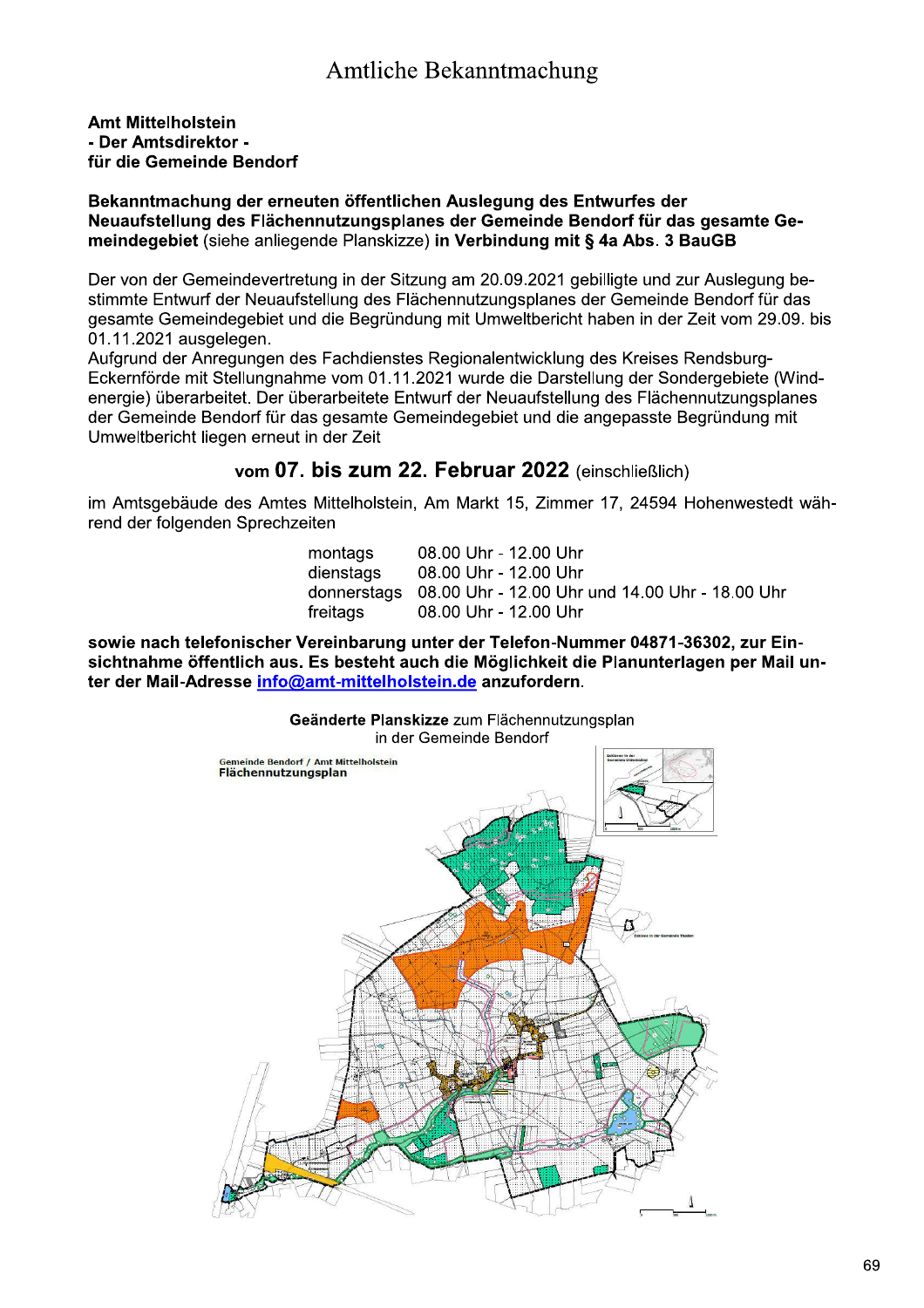# Amtliche Bekanntmachung

**Amt Mittelholstein**
**- Der Amtsdirektor -**
**für die Gemeinde Bendorf**

**Bekanntmachung der erneuten öffentlichen Auslegung des Entwurfes der Neuaufstellung des Flächennutzungsplanes der Gemeinde Bendorf für das gesamte Gemeindegebiet** (siehe anliegende Planskizze) **in Verbindung mit § 4a Abs. 3 BauGB**

Der von der Gemeindevertretung in der Sitzung am 20.09.2021 gebilligte und zur Auslegung bestimmte Entwurf der Neuaufstellung des Flächennutzungsplanes der Gemeinde Bendorf für das gesamte Gemeindegebiet und die Begründung mit Umweltbericht haben in der Zeit vom 29.09. bis 01.11.2021 ausgelegen.
Aufgrund der Anregungen des Fachdienstes Regionalentwicklung des Kreises Rendsburg-Eckernförde mit Stellungnahme vom 01.11.2021 wurde die Darstellung der Sondergebiete (Windenergie) überarbeitet. Der überarbeitete Entwurf der Neuaufstellung des Flächennutzungsplanes der Gemeinde Bendorf für das gesamte Gemeindegebiet und die angepasste Begründung mit Umweltbericht liegen erneut in der Zeit

**vom 07. bis zum 22. Februar 2022** (einschließlich)

im Amtsgebäude des Amtes Mittelholstein, Am Markt 15, Zimmer 17, 24594 Hohenwestedt während der folgenden Sprechzeiten

| | |
|---|---|
| montags | 08.00 Uhr - 12.00 Uhr |
| dienstags | 08.00 Uhr - 12.00 Uhr |
| donnerstags | 08.00 Uhr - 12.00 Uhr und 14.00 Uhr - 18.00 Uhr |
| freitags | 08.00 Uhr - 12.00 Uhr |

**sowie nach telefonischer Vereinbarung unter der Telefon-Nummer 04871-36302, zur Einsichtnahme öffentlich aus. Es besteht auch die Möglichkeit die Planunterlagen per Mail unter der Mail-Adresse info@amt-mittelholstein.de anzufordern.**

**Geänderte Planskizze** zum Flächennutzungsplan in der Gemeinde Bendorf

Gemeinde Bendorf / Amt Mittelholstein
**Flächennutzungsplan**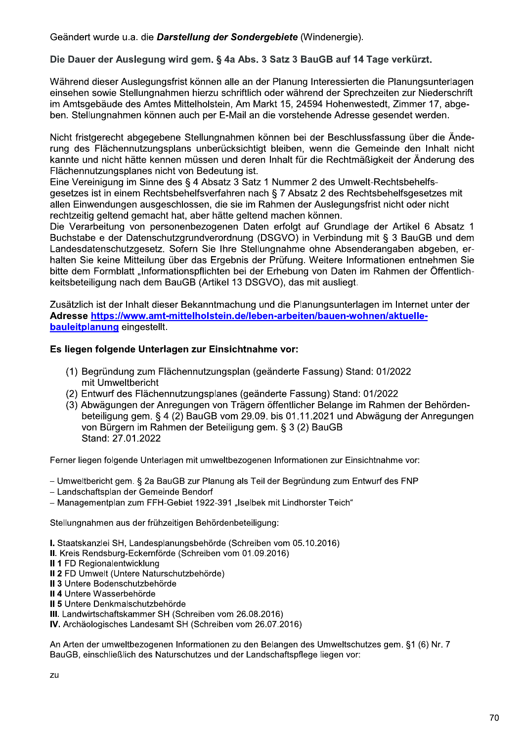Geändert wurde u.a. die ***Darstellung der Sondergebiete*** (Windenergie).

**Die Dauer der Auslegung wird gem. § 4a Abs. 3 Satz 3 BauGB auf 14 Tage verkürzt.**

Während dieser Auslegungsfrist können alle an der Planung Interessierten die Planungsunterlagen einsehen sowie Stellungnahmen hierzu schriftlich oder während der Sprechzeiten zur Niederschrift im Amtsgebäude des Amtes Mittelholstein, Am Markt 15, 24594 Hohenwestedt, Zimmer 17, abgeben. Stellungnahmen können auch per E-Mail an die vorstehende Adresse gesendet werden.

Nicht fristgerecht abgegebene Stellungnahmen können bei der Beschlussfassung über die Änderung des Flächennutzungsplans unberücksichtigt bleiben, wenn die Gemeinde den Inhalt nicht kannte und nicht hätte kennen müssen und deren Inhalt für die Rechtmäßigkeit der Änderung des Flächennutzungsplanes nicht von Bedeutung ist.
Eine Vereinigung im Sinne des § 4 Absatz 3 Satz 1 Nummer 2 des Umwelt-Rechtsbehelfsgesetzes ist in einem Rechtsbehelfsverfahren nach § 7 Absatz 2 des Rechtsbehelfsgesetzes mit allen Einwendungen ausgeschlossen, die sie im Rahmen der Auslegungsfrist nicht oder nicht rechtzeitig geltend gemacht hat, aber hätte geltend machen können.
Die Verarbeitung von personenbezogenen Daten erfolgt auf Grundlage der Artikel 6 Absatz 1 Buchstabe e der Datenschutzgrundverordnung (DSGVO) in Verbindung mit § 3 BauGB und dem Landesdatenschutzgesetz. Sofern Sie Ihre Stellungnahme ohne Absenderangaben abgeben, erhalten Sie keine Mitteilung über das Ergebnis der Prüfung. Weitere Informationen entnehmen Sie bitte dem Formblatt „Informationspflichten bei der Erhebung von Daten im Rahmen der Öffentlichkeitsbeteiligung nach dem BauGB (Artikel 13 DSGVO), das mit ausliegt.

Zusätzlich ist der Inhalt dieser Bekanntmachung und die Planungsunterlagen im Internet unter der **Adresse** **https://www.amt-mittelholstein.de/leben-arbeiten/bauen-wohnen/aktuelle-bauleitplanung** eingestellt.

**Es liegen folgende Unterlagen zur Einsichtnahme vor:**

(1) Begründung zum Flächennutzungsplan (geänderte Fassung) Stand: 01/2022 mit Umweltbericht
(2) Entwurf des Flächennutzungsplanes (geänderte Fassung) Stand: 01/2022
(3) Abwägungen der Anregungen von Trägern öffentlicher Belange im Rahmen der Behördenbeteiligung gem. § 4 (2) BauGB vom 29.09. bis 01.11.2021 und Abwägung der Anregungen von Bürgern im Rahmen der Beteiligung gem. § 3 (2) BauGB
Stand: 27.01.2022

Ferner liegen folgende Unterlagen mit umweltbezogenen Informationen zur Einsichtnahme vor:

- Umweltbericht gem. § 2a BauGB zur Planung als Teil der Begründung zum Entwurf des FNP
- Landschaftsplan der Gemeinde Bendorf
- Managementplan zum FFH-Gebiet 1922-391 „Iselbek mit Lindhorster Teich“

Stellungnahmen aus der frühzeitigen Behördenbeteiligung:

**I.** Staatskanzlei SH, Landesplanungsbehörde (Schreiben vom 05.10.2016)
**II.** Kreis Rendsburg-Eckernförde (Schreiben vom 01.09.2016)
**II 1** FD Regionalentwicklung
**II 2** FD Umwelt (Untere Naturschutzbehörde)
**II 3** Untere Bodenschutzbehörde
**II 4** Untere Wasserbehörde
**II 5** Untere Denkmalschutzbehörde
**III.** Landwirtschaftskammer SH (Schreiben vom 26.08.2016)
**IV.** Archäologisches Landesamt SH (Schreiben vom 26.07.2016)

An Arten der umweltbezogenen Informationen zu den Belangen des Umweltschutzes gem. §1 (6) Nr. 7 BauGB, einschließlich des Naturschutzes und der Landschaftspflege liegen vor:

zu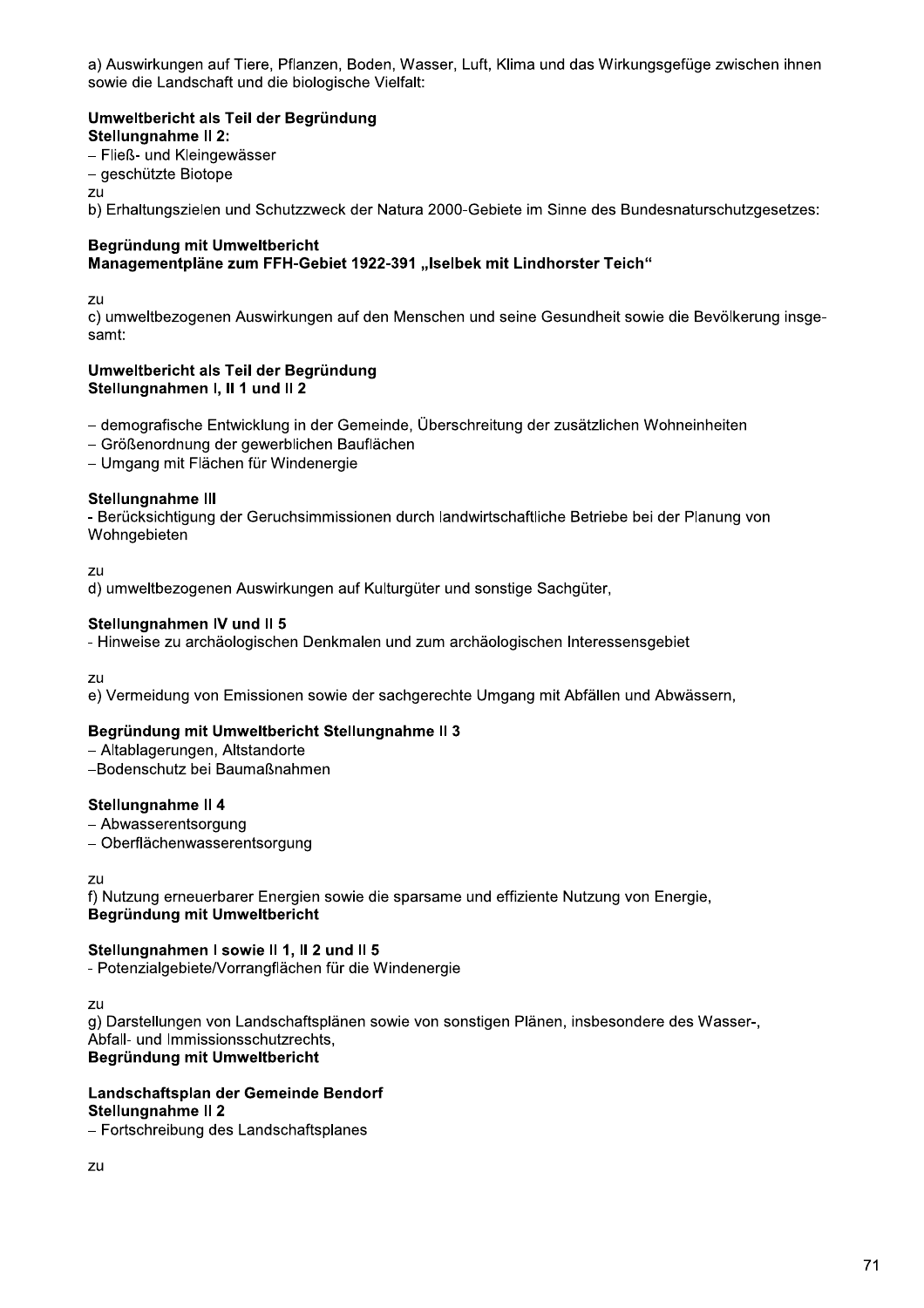a) Auswirkungen auf Tiere, Pflanzen, Boden, Wasser, Luft, Klima und das Wirkungsgefüge zwischen ihnen sowie die Landschaft und die biologische Vielfalt:

**Umweltbericht als Teil der Begründung**
**Stellungnahme II 2:**
– Fließ- und Kleingewässer
– geschützte Biotope

zu
b) Erhaltungszielen und Schutzzweck der Natura 2000-Gebiete im Sinne des Bundesnaturschutzgesetzes:

**Begründung mit Umweltbericht**
**Managementpläne zum FFH-Gebiet 1922-391 „Iselbek mit Lindhorster Teich"**

zu
c) umweltbezogenen Auswirkungen auf den Menschen und seine Gesundheit sowie die Bevölkerung insgesamt:

**Umweltbericht als Teil der Begründung**
**Stellungnahmen I, II 1 und II 2**

– demografische Entwicklung in der Gemeinde, Überschreitung der zusätzlichen Wohneinheiten
– Größenordnung der gewerblichen Bauflächen
– Umgang mit Flächen für Windenergie

**Stellungnahme III**
- Berücksichtigung der Geruchsimmissionen durch landwirtschaftliche Betriebe bei der Planung von Wohngebieten

zu
d) umweltbezogenen Auswirkungen auf Kulturgüter und sonstige Sachgüter,

**Stellungnahmen IV und II 5**
- Hinweise zu archäologischen Denkmalen und zum archäologischen Interessensgebiet

zu
e) Vermeidung von Emissionen sowie der sachgerechte Umgang mit Abfällen und Abwässern,

**Begründung mit Umweltbericht Stellungnahme II 3**
– Altablagerungen, Altstandorte
–Bodenschutz bei Baumaßnahmen

**Stellungnahme II 4**
– Abwasserentsorgung
– Oberflächenwasserentsorgung

zu
f) Nutzung erneuerbarer Energien sowie die sparsame und effiziente Nutzung von Energie,
**Begründung mit Umweltbericht**

**Stellungnahmen I sowie II 1, II 2 und II 5**
- Potenzialgebiete/Vorrangflächen für die Windenergie

zu
g) Darstellungen von Landschaftsplänen sowie von sonstigen Plänen, insbesondere des Wasser-, Abfall- und Immissionsschutzrechts,
**Begründung mit Umweltbericht**

**Landschaftsplan der Gemeinde Bendorf**
**Stellungnahme II 2**
– Fortschreibung des Landschaftsplanes

zu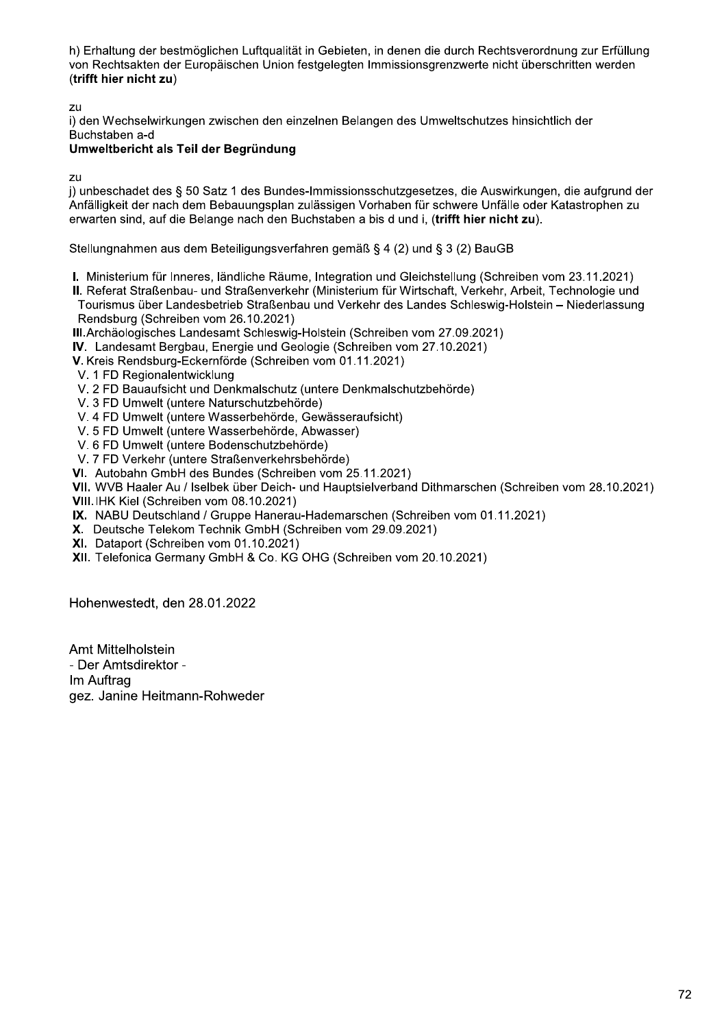h) Erhaltung der bestmöglichen Luftqualität in Gebieten, in denen die durch Rechtsverordnung zur Erfüllung von Rechtsakten der Europäischen Union festgelegten Immissionsgrenzwerte nicht überschritten werden (**trifft hier nicht zu**)

zu
i) den Wechselwirkungen zwischen den einzelnen Belangen des Umweltschutzes hinsichtlich der Buchstaben a-d
**Umweltbericht als Teil der Begründung**

zu
j) unbeschadet des § 50 Satz 1 des Bundes-Immissionsschutzgesetzes, die Auswirkungen, die aufgrund der Anfälligkeit der nach dem Bebauungsplan zulässigen Vorhaben für schwere Unfälle oder Katastrophen zu erwarten sind, auf die Belange nach den Buchstaben a bis d und i, (**trifft hier nicht zu**).

Stellungnahmen aus dem Beteiligungsverfahren gemäß § 4 (2) und § 3 (2) BauGB

**I.** Ministerium für Inneres, ländliche Räume, Integration und Gleichstellung (Schreiben vom 23.11.2021)
**II.** Referat Straßenbau- und Straßenverkehr (Ministerium für Wirtschaft, Verkehr, Arbeit, Technologie und Tourismus über Landesbetrieb Straßenbau und Verkehr des Landes Schleswig-Holstein – Niederlassung Rendsburg (Schreiben vom 26.10.2021)
**III.** Archäologisches Landesamt Schleswig-Holstein (Schreiben vom 27.09.2021)
**IV.** Landesamt Bergbau, Energie und Geologie (Schreiben vom 27.10.2021)
**V.** Kreis Rendsburg-Eckernförde (Schreiben vom 01.11.2021)
V. 1 FD Regionalentwicklung
V. 2 FD Bauaufsicht und Denkmalschutz (untere Denkmalschutzbehörde)
V. 3 FD Umwelt (untere Naturschutzbehörde)
V. 4 FD Umwelt (untere Wasserbehörde, Gewässeraufsicht)
V. 5 FD Umwelt (untere Wasserbehörde, Abwasser)
V. 6 FD Umwelt (untere Bodenschutzbehörde)
V. 7 FD Verkehr (untere Straßenverkehrsbehörde)
**VI.** Autobahn GmbH des Bundes (Schreiben vom 25.11.2021)
**VII.** WVB Haaler Au / Iselbek über Deich- und Hauptsielverband Dithmarschen (Schreiben vom 28.10.2021)
**VIII.** IHK Kiel (Schreiben vom 08.10.2021)
**IX.** NABU Deutschland / Gruppe Hanerau-Hademarschen (Schreiben vom 01.11.2021)
**X.** Deutsche Telekom Technik GmbH (Schreiben vom 29.09.2021)
**XI.** Dataport (Schreiben vom 01.10.2021)
**XII.** Telefonica Germany GmbH & Co. KG OHG (Schreiben vom 20.10.2021)

Hohenwestedt, den 28.01.2022

Amt Mittelholstein
- Der Amtsdirektor -
Im Auftrag
gez. Janine Heitmann-Rohweder